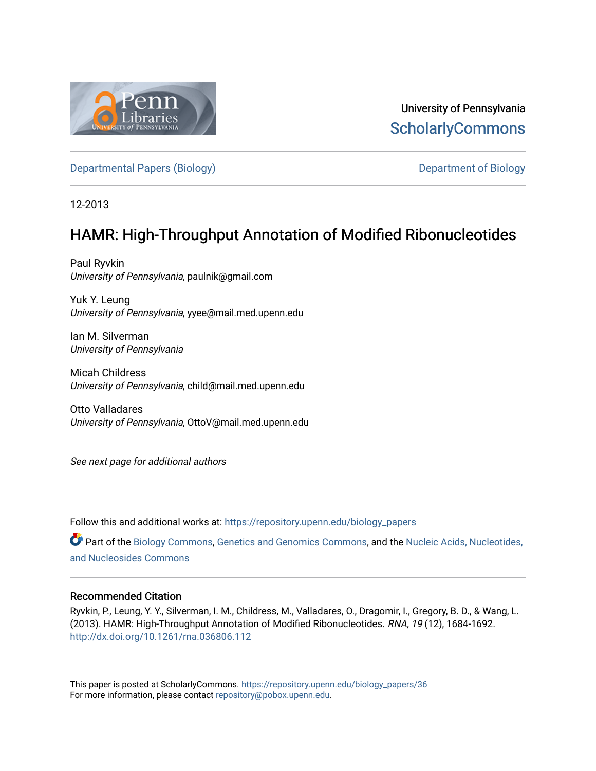University of Pennsylvania
ScholarlyCommons

Departmental Papers (Biology) — Department of Biology

12-2013

# HAMR: High-Throughput Annotation of Modified Ribonucleotides

Paul Ryvkin
*University of Pennsylvania*, paulnik@gmail.com

Yuk Y. Leung
*University of Pennsylvania*, yyee@mail.med.upenn.edu

Ian M. Silverman
*University of Pennsylvania*

Micah Childress
*University of Pennsylvania*, child@mail.med.upenn.edu

Otto Valladares
*University of Pennsylvania*, OttoV@mail.med.upenn.edu

*See next page for additional authors*

Follow this and additional works at: https://repository.upenn.edu/biology_papers

Part of the Biology Commons, Genetics and Genomics Commons, and the Nucleic Acids, Nucleotides, and Nucleosides Commons

### Recommended Citation

Ryvkin, P., Leung, Y. Y., Silverman, I. M., Childress, M., Valladares, O., Dragomir, I., Gregory, B. D., & Wang, L. (2013). HAMR: High-Throughput Annotation of Modified Ribonucleotides. *RNA, 19* (12), 1684-1692. http://dx.doi.org/10.1261/rna.036806.112

This paper is posted at ScholarlyCommons. https://repository.upenn.edu/biology_papers/36
For more information, please contact repository@pobox.upenn.edu.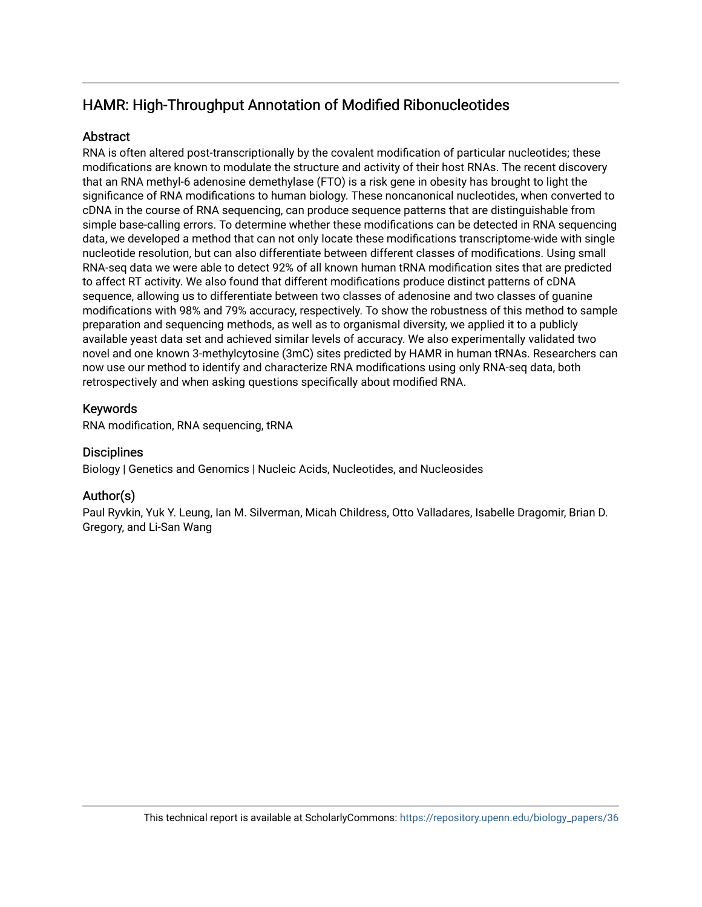## HAMR: High-Throughput Annotation of Modified Ribonucleotides

### Abstract

RNA is often altered post-transcriptionally by the covalent modification of particular nucleotides; these modifications are known to modulate the structure and activity of their host RNAs. The recent discovery that an RNA methyl-6 adenosine demethylase (FTO) is a risk gene in obesity has brought to light the significance of RNA modifications to human biology. These noncanonical nucleotides, when converted to cDNA in the course of RNA sequencing, can produce sequence patterns that are distinguishable from simple base-calling errors. To determine whether these modifications can be detected in RNA sequencing data, we developed a method that can not only locate these modifications transcriptome-wide with single nucleotide resolution, but can also differentiate between different classes of modifications. Using small RNA-seq data we were able to detect 92% of all known human tRNA modification sites that are predicted to affect RT activity. We also found that different modifications produce distinct patterns of cDNA sequence, allowing us to differentiate between two classes of adenosine and two classes of guanine modifications with 98% and 79% accuracy, respectively. To show the robustness of this method to sample preparation and sequencing methods, as well as to organismal diversity, we applied it to a publicly available yeast data set and achieved similar levels of accuracy. We also experimentally validated two novel and one known 3-methylcytosine (3mC) sites predicted by HAMR in human tRNAs. Researchers can now use our method to identify and characterize RNA modifications using only RNA-seq data, both retrospectively and when asking questions specifically about modified RNA.

### Keywords

RNA modification, RNA sequencing, tRNA

### Disciplines

Biology | Genetics and Genomics | Nucleic Acids, Nucleotides, and Nucleosides

### Author(s)

Paul Ryvkin, Yuk Y. Leung, Ian M. Silverman, Micah Childress, Otto Valladares, Isabelle Dragomir, Brian D. Gregory, and Li-San Wang

This technical report is available at ScholarlyCommons: https://repository.upenn.edu/biology_papers/36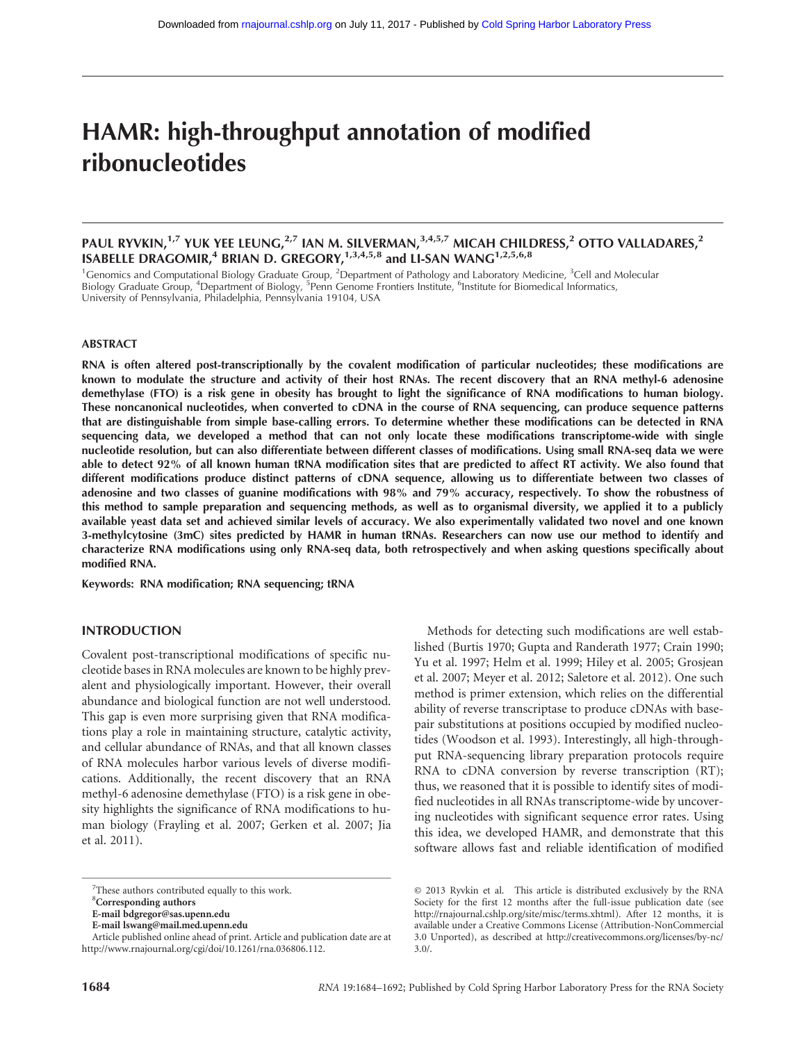# HAMR: high-throughput annotation of modified ribonucleotides

PAUL RYVKIN,[1,7] YUK YEE LEUNG,[2,7] IAN M. SILVERMAN,[3,4,5,7] MICAH CHILDRESS,[2] OTTO VALLADARES,[2] ISABELLE DRAGOMIR,[4] BRIAN D. GREGORY,[1,3,4,5,8] and LI-SAN WANG[1,2,5,6,8]

[1]Genomics and Computational Biology Graduate Group, [2]Department of Pathology and Laboratory Medicine, [3]Cell and Molecular Biology Graduate Group, [4]Department of Biology, [5]Penn Genome Frontiers Institute, [6]Institute for Biomedical Informatics, University of Pennsylvania, Philadelphia, Pennsylvania 19104, USA

### ABSTRACT

**RNA is often altered post-transcriptionally by the covalent modification of particular nucleotides; these modifications are known to modulate the structure and activity of their host RNAs. The recent discovery that an RNA methyl-6 adenosine demethylase (FTO) is a risk gene in obesity has brought to light the significance of RNA modifications to human biology. These noncanonical nucleotides, when converted to cDNA in the course of RNA sequencing, can produce sequence patterns that are distinguishable from simple base-calling errors. To determine whether these modifications can be detected in RNA sequencing data, we developed a method that can not only locate these modifications transcriptome-wide with single nucleotide resolution, but can also differentiate between different classes of modifications. Using small RNA-seq data we were able to detect 92% of all known human tRNA modification sites that are predicted to affect RT activity. We also found that different modifications produce distinct patterns of cDNA sequence, allowing us to differentiate between two classes of adenosine and two classes of guanine modifications with 98% and 79% accuracy, respectively. To show the robustness of this method to sample preparation and sequencing methods, as well as to organismal diversity, we applied it to a publicly available yeast data set and achieved similar levels of accuracy. We also experimentally validated two novel and one known 3-methylcytosine (3mC) sites predicted by HAMR in human tRNAs. Researchers can now use our method to identify and characterize RNA modifications using only RNA-seq data, both retrospectively and when asking questions specifically about modified RNA.**

**Keywords: RNA modification; RNA sequencing; tRNA**

## INTRODUCTION

Covalent post-transcriptional modifications of specific nucleotide bases in RNA molecules are known to be highly prevalent and physiologically important. However, their overall abundance and biological function are not well understood. This gap is even more surprising given that RNA modifications play a role in maintaining structure, catalytic activity, and cellular abundance of RNAs, and that all known classes of RNA molecules harbor various levels of diverse modifications. Additionally, the recent discovery that an RNA methyl-6 adenosine demethylase (FTO) is a risk gene in obesity highlights the significance of RNA modifications to human biology (Frayling et al. 2007; Gerken et al. 2007; Jia et al. 2011).

Methods for detecting such modifications are well established (Burtis 1970; Gupta and Randerath 1977; Crain 1990; Yu et al. 1997; Helm et al. 1999; Hiley et al. 2005; Grosjean et al. 2007; Meyer et al. 2012; Saletore et al. 2012). One such method is primer extension, which relies on the differential ability of reverse transcriptase to produce cDNAs with base-pair substitutions at positions occupied by modified nucleotides (Woodson et al. 1993). Interestingly, all high-throughput RNA-sequencing library preparation protocols require RNA to cDNA conversion by reverse transcription (RT); thus, we reasoned that it is possible to identify sites of modified nucleotides in all RNAs transcriptome-wide by uncovering nucleotides with significant sequence error rates. Using this idea, we developed HAMR, and demonstrate that this software allows fast and reliable identification of modified

[7]These authors contributed equally to this work.
[8]**Corresponding authors**
**E-mail bdgregor@sas.upenn.edu**
**E-mail lswang@mail.med.upenn.edu**
Article published online ahead of print. Article and publication date are at http://www.rnajournal.org/cgi/doi/10.1261/rna.036806.112.

© 2013 Ryvkin et al. This article is distributed exclusively by the RNA Society for the first 12 months after the full-issue publication date (see http://rnajournal.cshlp.org/site/misc/terms.xhtml). After 12 months, it is available under a Creative Commons License (Attribution-NonCommercial 3.0 Unported), as described at http://creativecommons.org/licenses/by-nc/3.0/.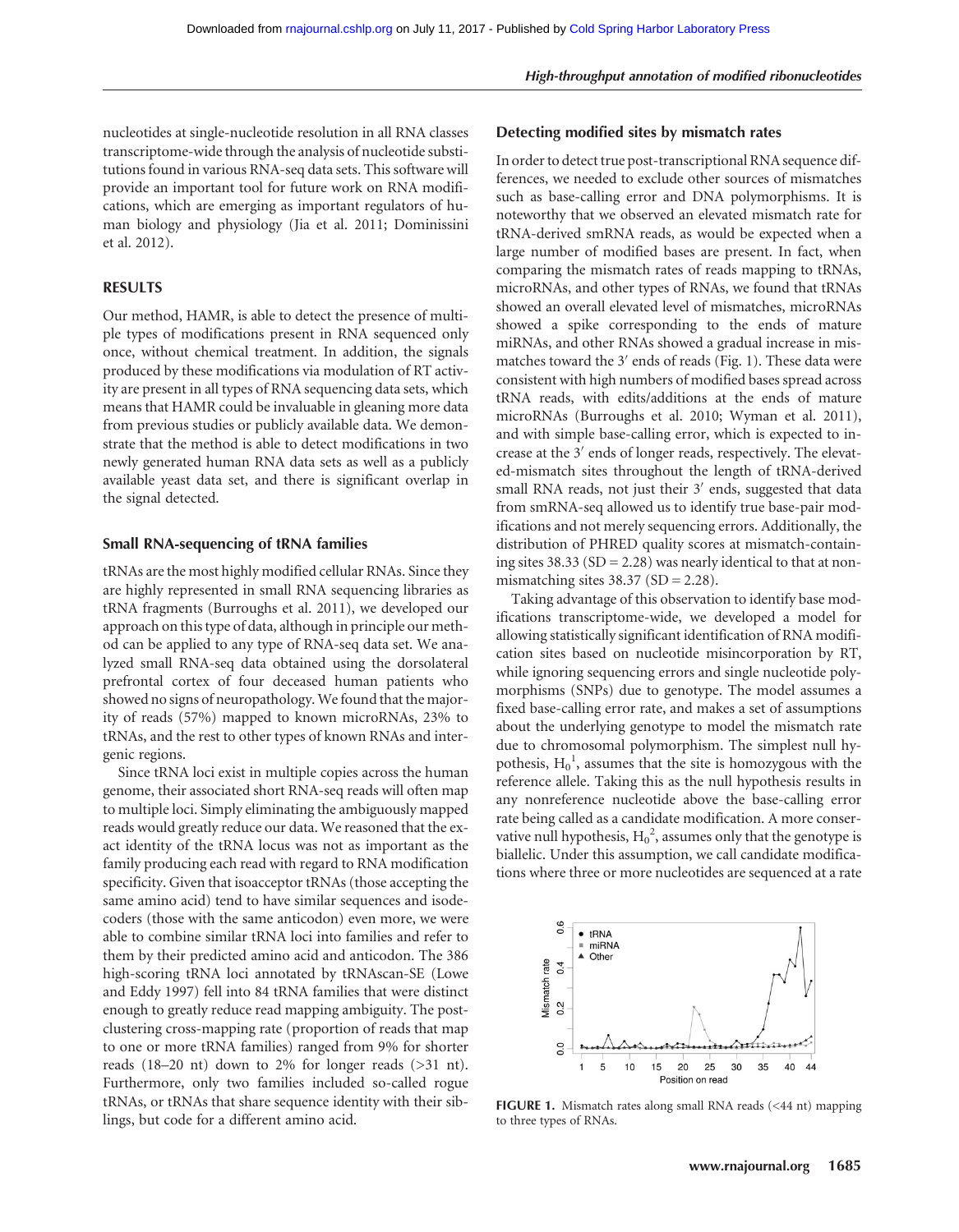nucleotides at single-nucleotide resolution in all RNA classes transcriptome-wide through the analysis of nucleotide substitutions found in various RNA-seq data sets. This software will provide an important tool for future work on RNA modifications, which are emerging as important regulators of human biology and physiology (Jia et al. 2011; Dominissini et al. 2012).

## RESULTS

Our method, HAMR, is able to detect the presence of multiple types of modifications present in RNA sequenced only once, without chemical treatment. In addition, the signals produced by these modifications via modulation of RT activity are present in all types of RNA sequencing data sets, which means that HAMR could be invaluable in gleaning more data from previous studies or publicly available data. We demonstrate that the method is able to detect modifications in two newly generated human RNA data sets as well as a publicly available yeast data set, and there is significant overlap in the signal detected.

### Small RNA-sequencing of tRNA families

tRNAs are the most highly modified cellular RNAs. Since they are highly represented in small RNA sequencing libraries as tRNA fragments (Burroughs et al. 2011), we developed our approach on this type of data, although in principle our method can be applied to any type of RNA-seq data set. We analyzed small RNA-seq data obtained using the dorsolateral prefrontal cortex of four deceased human patients who showed no signs of neuropathology. We found that the majority of reads (57%) mapped to known microRNAs, 23% to tRNAs, and the rest to other types of known RNAs and intergenic regions.

Since tRNA loci exist in multiple copies across the human genome, their associated short RNA-seq reads will often map to multiple loci. Simply eliminating the ambiguously mapped reads would greatly reduce our data. We reasoned that the exact identity of the tRNA locus was not as important as the family producing each read with regard to RNA modification specificity. Given that isoacceptor tRNAs (those accepting the same amino acid) tend to have similar sequences and isodecoders (those with the same anticodon) even more, we were able to combine similar tRNA loci into families and refer to them by their predicted amino acid and anticodon. The 386 high-scoring tRNA loci annotated by tRNAscan-SE (Lowe and Eddy 1997) fell into 84 tRNA families that were distinct enough to greatly reduce read mapping ambiguity. The post-clustering cross-mapping rate (proportion of reads that map to one or more tRNA families) ranged from 9% for shorter reads (18–20 nt) down to 2% for longer reads (>31 nt). Furthermore, only two families included so-called rogue tRNAs, or tRNAs that share sequence identity with their siblings, but code for a different amino acid.

### Detecting modified sites by mismatch rates

In order to detect true post-transcriptional RNA sequence differences, we needed to exclude other sources of mismatches such as base-calling error and DNA polymorphisms. It is noteworthy that we observed an elevated mismatch rate for tRNA-derived smRNA reads, as would be expected when a large number of modified bases are present. In fact, when comparing the mismatch rates of reads mapping to tRNAs, microRNAs, and other types of RNAs, we found that tRNAs showed an overall elevated level of mismatches, microRNAs showed a spike corresponding to the ends of mature miRNAs, and other RNAs showed a gradual increase in mismatches toward the 3′ ends of reads (Fig. 1). These data were consistent with high numbers of modified bases spread across tRNA reads, with edits/additions at the ends of mature microRNAs (Burroughs et al. 2010; Wyman et al. 2011), and with simple base-calling error, which is expected to increase at the 3′ ends of longer reads, respectively. The elevated-mismatch sites throughout the length of tRNA-derived small RNA reads, not just their 3′ ends, suggested that data from smRNA-seq allowed us to identify true base-pair modifications and not merely sequencing errors. Additionally, the distribution of PHRED quality scores at mismatch-containing sites 38.33 (SD = 2.28) was nearly identical to that at nonmismatching sites 38.37 (SD = 2.28).

Taking advantage of this observation to identify base modifications transcriptome-wide, we developed a model for allowing statistically significant identification of RNA modification sites based on nucleotide misincorporation by RT, while ignoring sequencing errors and single nucleotide polymorphisms (SNPs) due to genotype. The model assumes a fixed base-calling error rate, and makes a set of assumptions about the underlying genotype to model the mismatch rate due to chromosomal polymorphism. The simplest null hypothesis, $H_0^1$, assumes that the site is homozygous with the reference allele. Taking this as the null hypothesis results in any nonreference nucleotide above the base-calling error rate being called as a candidate modification. A more conservative null hypothesis, $H_0^2$, assumes only that the genotype is biallelic. Under this assumption, we call candidate modifications where three or more nucleotides are sequenced at a rate

Mismatch rate
0.0
0.2
0.4
0.6
● tRNA
■ miRNA
▲ Other
1 5 10 15 20 25 30 35 40 44
Position on read

**FIGURE 1.** Mismatch rates along small RNA reads (<44 nt) mapping to three types of RNAs.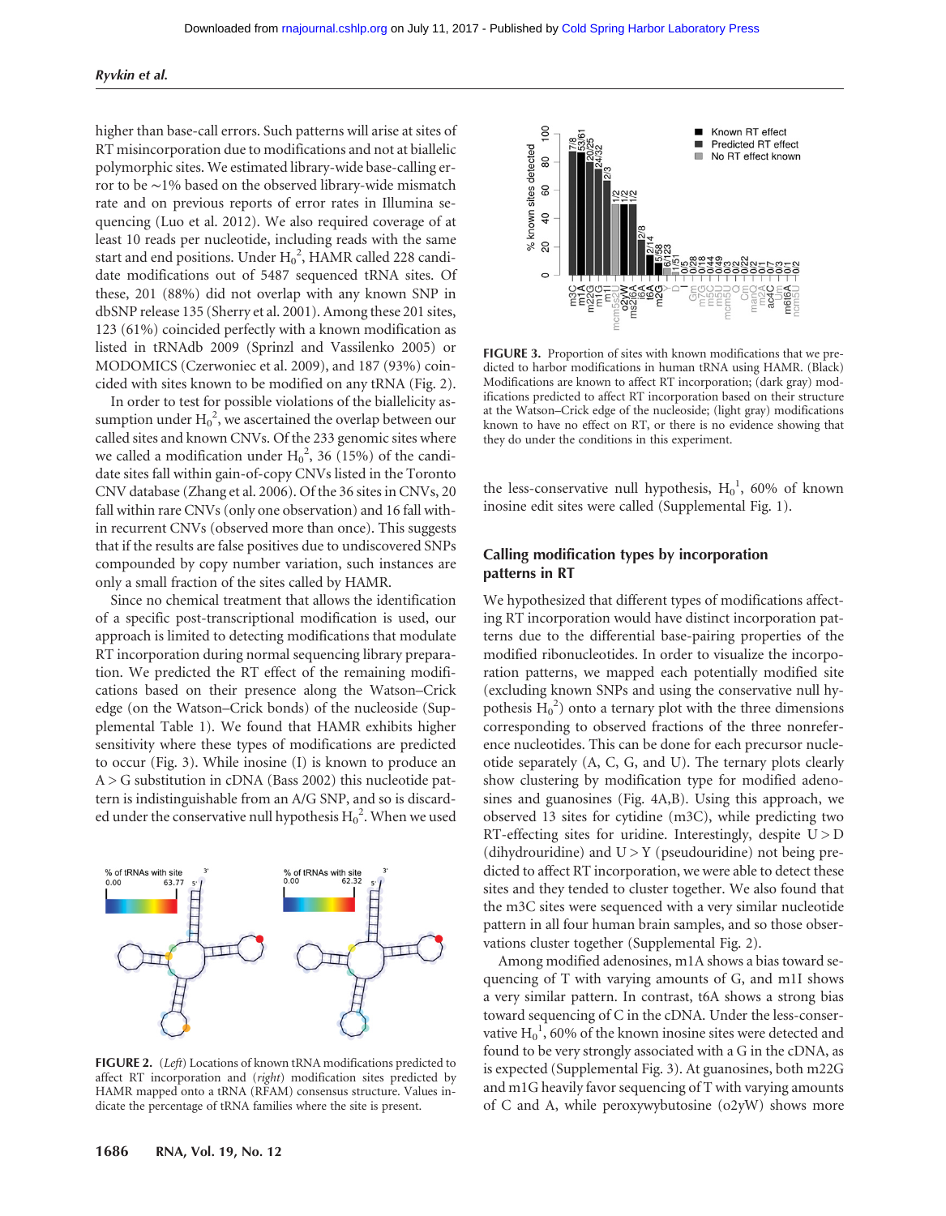higher than base-call errors. Such patterns will arise at sites of RT misincorporation due to modifications and not at biallelic polymorphic sites. We estimated library-wide base-calling error to be ∼1% based on the observed library-wide mismatch rate and on previous reports of error rates in Illumina sequencing (Luo et al. 2012). We also required coverage of at least 10 reads per nucleotide, including reads with the same start and end positions. Under $H_0^2$, HAMR called 228 candidate modifications out of 5487 sequenced tRNA sites. Of these, 201 (88%) did not overlap with any known SNP in dbSNP release 135 (Sherry et al. 2001). Among these 201 sites, 123 (61%) coincided perfectly with a known modification as listed in tRNAdb 2009 (Sprinzl and Vassilenko 2005) or MODOMICS (Czerwoniec et al. 2009), and 187 (93%) coincided with sites known to be modified on any tRNA (Fig. 2).

In order to test for possible violations of the biallelicity assumption under $H_0^2$, we ascertained the overlap between our called sites and known CNVs. Of the 233 genomic sites where we called a modification under $H_0^2$, 36 (15%) of the candidate sites fall within gain-of-copy CNVs listed in the Toronto CNV database (Zhang et al. 2006). Of the 36 sites in CNVs, 20 fall within rare CNVs (only one observation) and 16 fall within recurrent CNVs (observed more than once). This suggests that if the results are false positives due to undiscovered SNPs compounded by copy number variation, such instances are only a small fraction of the sites called by HAMR.

Since no chemical treatment that allows the identification of a specific post-transcriptional modification is used, our approach is limited to detecting modifications that modulate RT incorporation during normal sequencing library preparation. We predicted the RT effect of the remaining modifications based on their presence along the Watson–Crick edge (on the Watson–Crick bonds) of the nucleoside (Supplemental Table 1). We found that HAMR exhibits higher sensitivity where these types of modifications are predicted to occur (Fig. 3). While inosine (I) is known to produce an A > G substitution in cDNA (Bass 2002) this nucleotide pattern is indistinguishable from an A/G SNP, and so is discarded under the conservative null hypothesis $H_0^2$. When we used

**FIGURE 2.** (*Left*) Locations of known tRNA modifications predicted to affect RT incorporation and (*right*) modification sites predicted by HAMR mapped onto a tRNA (RFAM) consensus structure. Values indicate the percentage of tRNA families where the site is present.

**FIGURE 3.** Proportion of sites with known modifications that we predicted to harbor modifications in human tRNA using HAMR. (Black) Modifications are known to affect RT incorporation; (dark gray) modifications predicted to affect RT incorporation based on their structure at the Watson–Crick edge of the nucleoside; (light gray) modifications known to have no effect on RT, or there is no evidence showing that they do under the conditions in this experiment.

the less-conservative null hypothesis, $H_0^1$, 60% of known inosine edit sites were called (Supplemental Fig. 1).

## Calling modification types by incorporation patterns in RT

We hypothesized that different types of modifications affecting RT incorporation would have distinct incorporation patterns due to the differential base-pairing properties of the modified ribonucleotides. In order to visualize the incorporation patterns, we mapped each potentially modified site (excluding known SNPs and using the conservative null hypothesis $H_0^2$) onto a ternary plot with the three dimensions corresponding to observed fractions of the three nonreference nucleotides. This can be done for each precursor nucleotide separately (A, C, G, and U). The ternary plots clearly show clustering by modification type for modified adenosines and guanosines (Fig. 4A,B). Using this approach, we observed 13 sites for cytidine (m3C), while predicting two RT-effecting sites for uridine. Interestingly, despite U > D (dihydrouridine) and U > Y (pseudouridine) not being predicted to affect RT incorporation, we were able to detect these sites and they tended to cluster together. We also found that the m3C sites were sequenced with a very similar nucleotide pattern in all four human brain samples, and so those observations cluster together (Supplemental Fig. 2).

Among modified adenosines, m1A shows a bias toward sequencing of T with varying amounts of G, and m1I shows a very similar pattern. In contrast, t6A shows a strong bias toward sequencing of C in the cDNA. Under the less-conservative $H_0^1$, 60% of the known inosine sites were detected and found to be very strongly associated with a G in the cDNA, as is expected (Supplemental Fig. 3). At guanosines, both m22G and m1G heavily favor sequencing of T with varying amounts of C and A, while peroxywybutosine (o2yW) shows more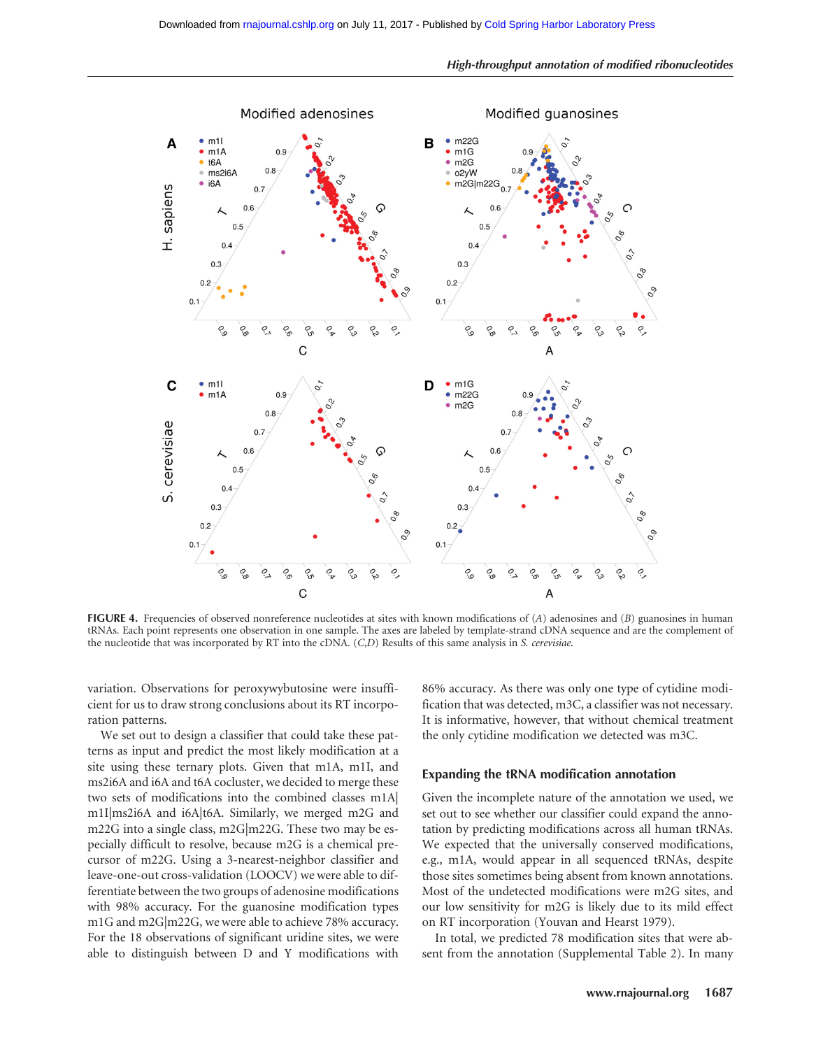FIGURE 4. Frequencies of observed nonreference nucleotides at sites with known modifications of (*A*) adenosines and (*B*) guanosines in human tRNAs. Each point represents one observation in one sample. The axes are labeled by template-strand cDNA sequence and are the complement of the nucleotide that was incorporated by RT into the cDNA. (*C*,*D*) Results of this same analysis in *S. cerevisiae*.

variation. Observations for peroxywybutosine were insufficient for us to draw strong conclusions about its RT incorporation patterns.

We set out to design a classifier that could take these patterns as input and predict the most likely modification at a site using these ternary plots. Given that m1A, m1I, and ms2i6A and i6A and t6A cocluster, we decided to merge these two sets of modifications into the combined classes m1A|m1I|ms2i6A and i6A|t6A. Similarly, we merged m2G and m22G into a single class, m2G|m22G. These two may be especially difficult to resolve, because m2G is a chemical precursor of m22G. Using a 3-nearest-neighbor classifier and leave-one-out cross-validation (LOOCV) we were able to differentiate between the two groups of adenosine modifications with 98% accuracy. For the guanosine modification types m1G and m2G|m22G, we were able to achieve 78% accuracy. For the 18 observations of significant uridine sites, we were able to distinguish between D and Y modifications with 86% accuracy. As there was only one type of cytidine modification that was detected, m3C, a classifier was not necessary. It is informative, however, that without chemical treatment the only cytidine modification we detected was m3C.

## Expanding the tRNA modification annotation

Given the incomplete nature of the annotation we used, we set out to see whether our classifier could expand the annotation by predicting modifications across all human tRNAs. We expected that the universally conserved modifications, e.g., m1A, would appear in all sequenced tRNAs, despite those sites sometimes being absent from known annotations. Most of the undetected modifications were m2G sites, and our low sensitivity for m2G is likely due to its mild effect on RT incorporation (Youvan and Hearst 1979).

In total, we predicted 78 modification sites that were absent from the annotation (Supplemental Table 2). In many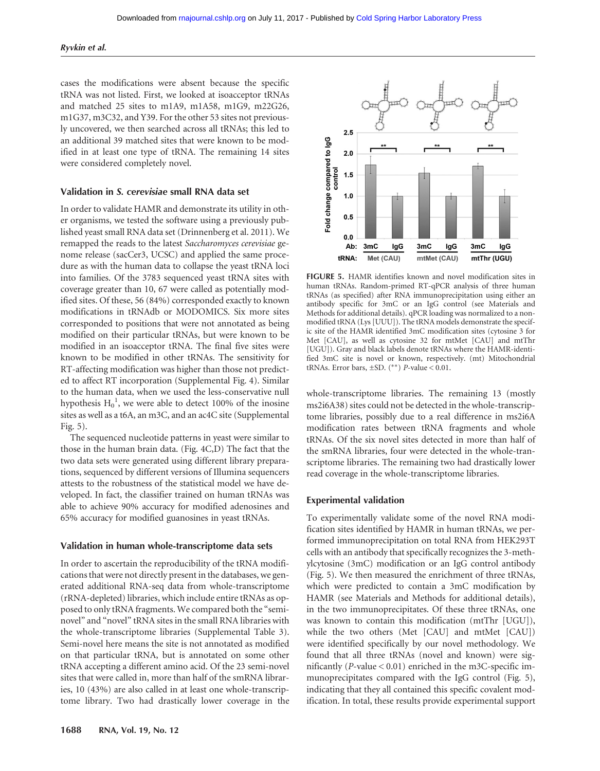cases the modifications were absent because the specific tRNA was not listed. First, we looked at isoacceptor tRNAs and matched 25 sites to m1A9, m1A58, m1G9, m22G26, m1G37, m3C32, and Y39. For the other 53 sites not previously uncovered, we then searched across all tRNAs; this led to an additional 39 matched sites that were known to be modified in at least one type of tRNA. The remaining 14 sites were considered completely novel.

### Validation in *S. cerevisiae* small RNA data set

In order to validate HAMR and demonstrate its utility in other organisms, we tested the software using a previously published yeast small RNA data set (Drinnenberg et al. 2011). We remapped the reads to the latest *Saccharomyces cerevisiae* genome release (sacCer3, UCSC) and applied the same procedure as with the human data to collapse the yeast tRNA loci into families. Of the 3783 sequenced yeast tRNA sites with coverage greater than 10, 67 were called as potentially modified sites. Of these, 56 (84%) corresponded exactly to known modifications in tRNAdb or MODOMICS. Six more sites corresponded to positions that were not annotated as being modified on their particular tRNAs, but were known to be modified in an isoacceptor tRNA. The final five sites were known to be modified in other tRNAs. The sensitivity for RT-affecting modification was higher than those not predicted to affect RT incorporation (Supplemental Fig. 4). Similar to the human data, when we used the less-conservative null hypothesis $H_0^1$, we were able to detect 100% of the inosine sites as well as a t6A, an m3C, and an ac4C site (Supplemental Fig. 5).

The sequenced nucleotide patterns in yeast were similar to those in the human brain data. (Fig. 4C,D) The fact that the two data sets were generated using different library preparations, sequenced by different versions of Illumina sequencers attests to the robustness of the statistical model we have developed. In fact, the classifier trained on human tRNAs was able to achieve 90% accuracy for modified adenosines and 65% accuracy for modified guanosines in yeast tRNAs.

### Validation in human whole-transcriptome data sets

In order to ascertain the reproducibility of the tRNA modifications that were not directly present in the databases, we generated additional RNA-seq data from whole-transcriptome (rRNA-depleted) libraries, which include entire tRNAs as opposed to only tRNA fragments. We compared both the "semi-novel" and "novel" tRNA sites in the small RNA libraries with the whole-transcriptome libraries (Supplemental Table 3). Semi-novel here means the site is not annotated as modified on that particular tRNA, but is annotated on some other tRNA accepting a different amino acid. Of the 23 semi-novel sites that were called in, more than half of the smRNA libraries, 10 (43%) are also called in at least one whole-transcriptome library. Two had drastically lower coverage in the whole-transcriptome libraries. The remaining 13 (mostly ms2i6A38) sites could not be detected in the whole-transcriptome libraries, possibly due to a real difference in ms2i6A modification rates between tRNA fragments and whole tRNAs. Of the six novel sites detected in more than half of the smRNA libraries, four were detected in the whole-transcriptome libraries. The remaining two had drastically lower read coverage in the whole-transcriptome libraries.

**FIGURE 5.** HAMR identifies known and novel modification sites in human tRNAs. Random-primed RT-qPCR analysis of three human tRNAs (as specified) after RNA immunoprecipitation using either an antibody specific for 3mC or an IgG control (see Materials and Methods for additional details). qPCR loading was normalized to a non-modified tRNA (Lys [UUU]). The tRNA models demonstrate the specific site of the HAMR identified 3mC modification sites (cytosine 3 for Met [CAU], as well as cytosine 32 for mtMet [CAU] and mtThr [UGU]). Gray and black labels denote tRNAs where the HAMR-identified 3mC site is novel or known, respectively. (mt) Mitochondrial tRNAs. Error bars, ±SD. (**) $P$-value < 0.01.

### Experimental validation

To experimentally validate some of the novel RNA modification sites identified by HAMR in human tRNAs, we performed immunoprecipitation on total RNA from HEK293T cells with an antibody that specifically recognizes the 3-methylcytosine (3mC) modification or an IgG control antibody (Fig. 5). We then measured the enrichment of three tRNAs, which were predicted to contain a 3mC modification by HAMR (see Materials and Methods for additional details), in the two immunoprecipitates. Of these three tRNAs, one was known to contain this modification (mtThr [UGU]), while the two others (Met [CAU] and mtMet [CAU]) were identified specifically by our novel methodology. We found that all three tRNAs (novel and known) were significantly ($P$-value < 0.01) enriched in the m3C-specific immunoprecipitates compared with the IgG control (Fig. 5), indicating that they all contained this specific covalent modification. In total, these results provide experimental support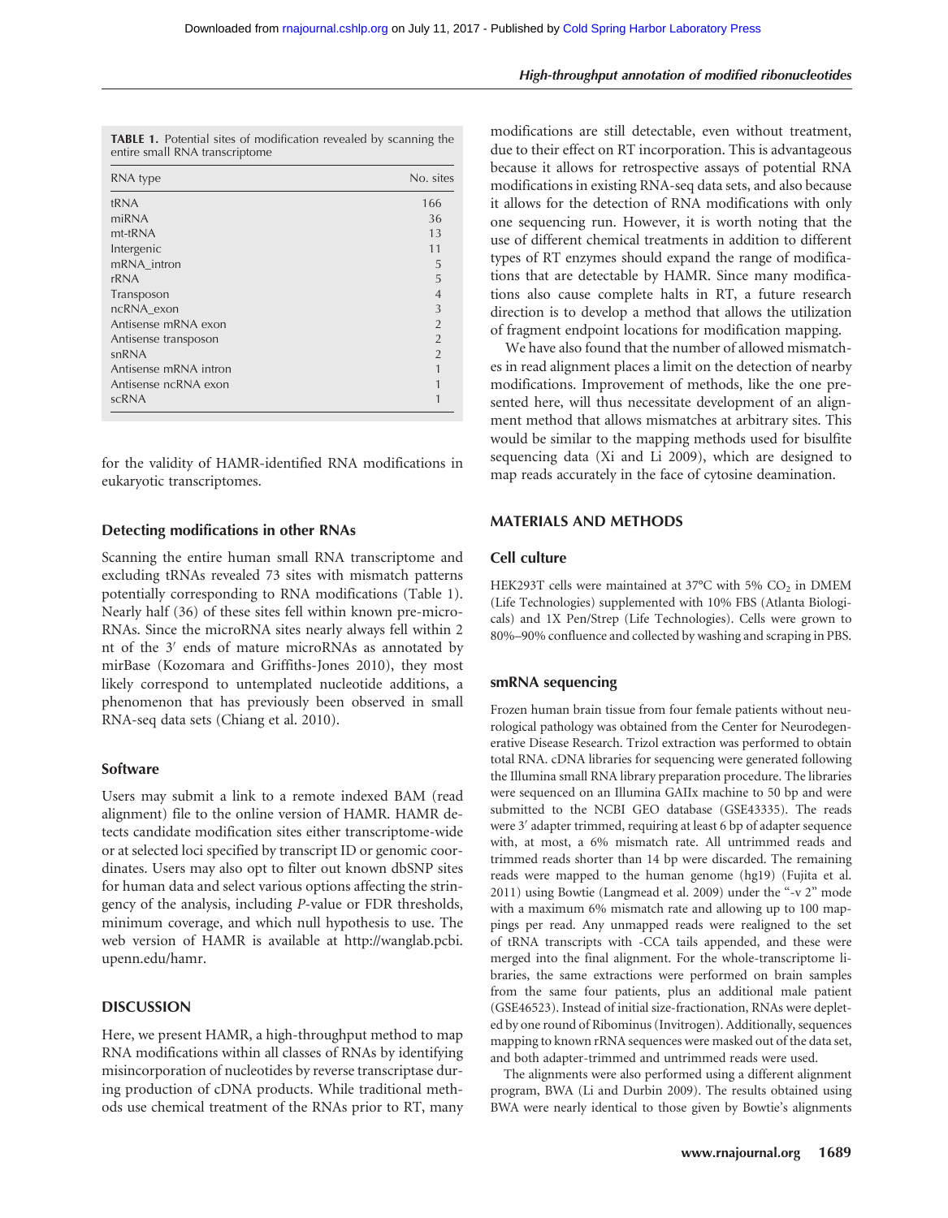**TABLE 1.** Potential sites of modification revealed by scanning the entire small RNA transcriptome

| RNA type | No. sites |
|---|---|
| tRNA | 166 |
| miRNA | 36 |
| mt-tRNA | 13 |
| Intergenic | 11 |
| mRNA_intron | 5 |
| rRNA | 5 |
| Transposon | 4 |
| ncRNA_exon | 3 |
| Antisense mRNA exon | 2 |
| Antisense transposon | 2 |
| snRNA | 2 |
| Antisense mRNA intron | 1 |
| Antisense ncRNA exon | 1 |
| scRNA | 1 |

for the validity of HAMR-identified RNA modifications in eukaryotic transcriptomes.

### Detecting modifications in other RNAs

Scanning the entire human small RNA transcriptome and excluding tRNAs revealed 73 sites with mismatch patterns potentially corresponding to RNA modifications (Table 1). Nearly half (36) of these sites fell within known pre-microRNAs. Since the microRNA sites nearly always fell within 2 nt of the 3′ ends of mature microRNAs as annotated by mirBase (Kozomara and Griffiths-Jones 2010), they most likely correspond to untemplated nucleotide additions, a phenomenon that has previously been observed in small RNA-seq data sets (Chiang et al. 2010).

### Software

Users may submit a link to a remote indexed BAM (read alignment) file to the online version of HAMR. HAMR detects candidate modification sites either transcriptome-wide or at selected loci specified by transcript ID or genomic coordinates. Users may also opt to filter out known dbSNP sites for human data and select various options affecting the stringency of the analysis, including *P*-value or FDR thresholds, minimum coverage, and which null hypothesis to use. The web version of HAMR is available at http://wanglab.pcbi.upenn.edu/hamr.

## DISCUSSION

Here, we present HAMR, a high-throughput method to map RNA modifications within all classes of RNAs by identifying misincorporation of nucleotides by reverse transcriptase during production of cDNA products. While traditional methods use chemical treatment of the RNAs prior to RT, many modifications are still detectable, even without treatment, due to their effect on RT incorporation. This is advantageous because it allows for retrospective assays of potential RNA modifications in existing RNA-seq data sets, and also because it allows for the detection of RNA modifications with only one sequencing run. However, it is worth noting that the use of different chemical treatments in addition to different types of RT enzymes should expand the range of modifications that are detectable by HAMR. Since many modifications also cause complete halts in RT, a future research direction is to develop a method that allows the utilization of fragment endpoint locations for modification mapping.

We have also found that the number of allowed mismatches in read alignment places a limit on the detection of nearby modifications. Improvement of methods, like the one presented here, will thus necessitate development of an alignment method that allows mismatches at arbitrary sites. This would be similar to the mapping methods used for bisulfite sequencing data (Xi and Li 2009), which are designed to map reads accurately in the face of cytosine deamination.

## MATERIALS AND METHODS

### Cell culture

HEK293T cells were maintained at 37°C with 5% $CO_2$ in DMEM (Life Technologies) supplemented with 10% FBS (Atlanta Biologicals) and 1X Pen/Strep (Life Technologies). Cells were grown to 80%–90% confluence and collected by washing and scraping in PBS.

### smRNA sequencing

Frozen human brain tissue from four female patients without neurological pathology was obtained from the Center for Neurodegenerative Disease Research. Trizol extraction was performed to obtain total RNA. cDNA libraries for sequencing were generated following the Illumina small RNA library preparation procedure. The libraries were sequenced on an Illumina GAIIx machine to 50 bp and were submitted to the NCBI GEO database (GSE43335). The reads were 3′ adapter trimmed, requiring at least 6 bp of adapter sequence with, at most, a 6% mismatch rate. All untrimmed reads and trimmed reads shorter than 14 bp were discarded. The remaining reads were mapped to the human genome (hg19) (Fujita et al. 2011) using Bowtie (Langmead et al. 2009) under the "-v 2" mode with a maximum 6% mismatch rate and allowing up to 100 mappings per read. Any unmapped reads were realigned to the set of tRNA transcripts with -CCA tails appended, and these were merged into the final alignment. For the whole-transcriptome libraries, the same extractions were performed on brain samples from the same four patients, plus an additional male patient (GSE46523). Instead of initial size-fractionation, RNAs were depleted by one round of Ribominus (Invitrogen). Additionally, sequences mapping to known rRNA sequences were masked out of the data set, and both adapter-trimmed and untrimmed reads were used.

The alignments were also performed using a different alignment program, BWA (Li and Durbin 2009). The results obtained using BWA were nearly identical to those given by Bowtie's alignments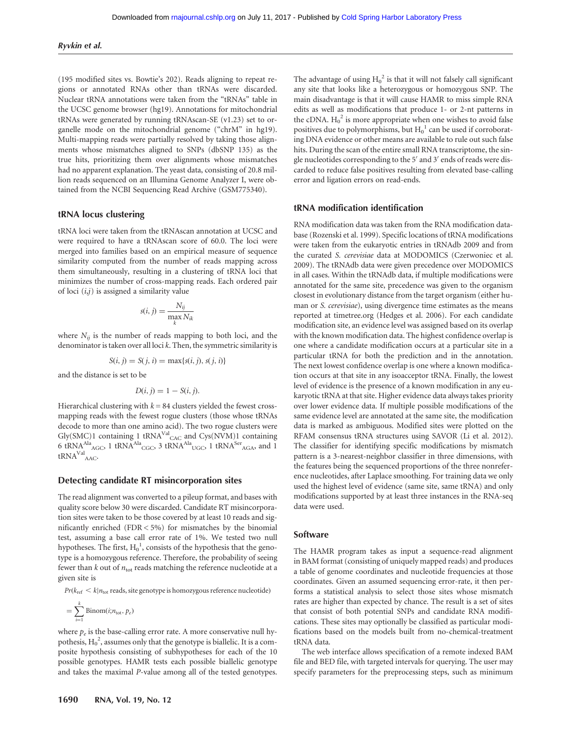(195 modified sites vs. Bowtie's 202). Reads aligning to repeat regions or annotated RNAs other than tRNAs were discarded. Nuclear tRNA annotations were taken from the "tRNAs" table in the UCSC genome browser (hg19). Annotations for mitochondrial tRNAs were generated by running tRNAscan-SE (v1.23) set to organelle mode on the mitochondrial genome ("chrM" in hg19). Multi-mapping reads were partially resolved by taking those alignments whose mismatches aligned to SNPs (dbSNP 135) as the true hits, prioritizing them over alignments whose mismatches had no apparent explanation. The yeast data, consisting of 20.8 million reads sequenced on an Illumina Genome Analyzer I, were obtained from the NCBI Sequencing Read Archive (GSM775340).

### tRNA locus clustering

tRNA loci were taken from the tRNAscan annotation at UCSC and were required to have a tRNAscan score of 60.0. The loci were merged into families based on an empirical measure of sequence similarity computed from the number of reads mapping across them simultaneously, resulting in a clustering of tRNA loci that minimizes the number of cross-mapping reads. Each ordered pair of loci $(i,j)$ is assigned a similarity value

$$s(i,j) = \frac{N_{ij}}{\max_k N_{ik}}$$

where $N_{ij}$ is the number of reads mapping to both loci, and the denominator is taken over all loci $k$. Then, the symmetric similarity is

$$S(i,j) = S(j,i) = \max\{s(i,j), s(j,i)\}$$

and the distance is set to be

$$D(i,j) = 1 - S(i,j).$$

Hierarchical clustering with $k = 84$ clusters yielded the fewest cross-mapping reads with the fewest rogue clusters (those whose tRNAs decode to more than one amino acid). The two rogue clusters were Gly(SMC)1 containing 1 $\text{tRNA}^{\text{Val}}_{\text{CAC}}$ and Cys(NVM)1 containing 6 $\text{tRNA}^{\text{Ala}}_{\text{AGC}}$, 1 $\text{tRNA}^{\text{Ala}}_{\text{CGC}}$, 3 $\text{tRNA}^{\text{Ala}}_{\text{UGC}}$, 1 $\text{tRNA}^{\text{Ser}}_{\text{AGA}}$, and 1 $\text{tRNA}^{\text{Val}}_{\text{AAC}}$.

### Detecting candidate RT misincorporation sites

The read alignment was converted to a pileup format, and bases with quality score below 30 were discarded. Candidate RT misincorporation sites were taken to be those covered by at least 10 reads and significantly enriched (FDR < 5%) for mismatches by the binomial test, assuming a base call error rate of 1%. We tested two null hypotheses. The first, $H_0^1$, consists of the hypothesis that the genotype is a homozygous reference. Therefore, the probability of seeing fewer than $k$ out of $n_{\text{tot}}$ reads matching the reference nucleotide at a given site is

$$Pr(k_{\text{ref}} < k | n_{\text{tot}} \text{ reads, site genotype is homozygous reference nucleotide})$$

$$= \sum_{i=1}^{k} \text{Binom}(i; n_{\text{tot}}, p_e)$$

where $p_e$ is the base-calling error rate. A more conservative null hypothesis, $H_0^2$, assumes only that the genotype is biallelic. It is a composite hypothesis consisting of subhypotheses for each of the 10 possible genotypes. HAMR tests each possible biallelic genotype and takes the maximal $P$-value among all of the tested genotypes.

The advantage of using $H_0^2$ is that it will not falsely call significant any site that looks like a heterozygous or homozygous SNP. The main disadvantage is that it will cause HAMR to miss simple RNA edits as well as modifications that produce 1- or 2-nt patterns in the cDNA. $H_0^2$ is more appropriate when one wishes to avoid false positives due to polymorphisms, but $H_0^1$ can be used if corroborating DNA evidence or other means are available to rule out such false hits. During the scan of the entire small RNA transcriptome, the single nucleotides corresponding to the 5′ and 3′ ends of reads were discarded to reduce false positives resulting from elevated base-calling error and ligation errors on read-ends.

### tRNA modification identification

RNA modification data was taken from the RNA modification database (Rozenski et al. 1999). Specific locations of tRNA modifications were taken from the eukaryotic entries in tRNAdb 2009 and from the curated *S. cerevisiae* data at MODOMICS (Czerwoniec et al. 2009). The tRNAdb data were given precedence over MODOMICS in all cases. Within the tRNAdb data, if multiple modifications were annotated for the same site, precedence was given to the organism closest in evolutionary distance from the target organism (either human or *S. cerevisiae*), using divergence time estimates as the means reported at timetree.org (Hedges et al. 2006). For each candidate modification site, an evidence level was assigned based on its overlap with the known modification data. The highest confidence overlap is one where a candidate modification occurs at a particular site in a particular tRNA for both the prediction and in the annotation. The next lowest confidence overlap is one where a known modification occurs at that site in any isoacceptor tRNA. Finally, the lowest level of evidence is the presence of a known modification in any eukaryotic tRNA at that site. Higher evidence data always takes priority over lower evidence data. If multiple possible modifications of the same evidence level are annotated at the same site, the modification data is marked as ambiguous. Modified sites were plotted on the RFAM consensus tRNA structures using SAVOR (Li et al. 2012). The classifier for identifying specific modifications by mismatch pattern is a 3-nearest-neighbor classifier in three dimensions, with the features being the sequenced proportions of the three nonreference nucleotides, after Laplace smoothing. For training data we only used the highest level of evidence (same site, same tRNA) and only modifications supported by at least three instances in the RNA-seq data were used.

### Software

The HAMR program takes as input a sequence-read alignment in BAM format (consisting of uniquely mapped reads) and produces a table of genome coordinates and nucleotide frequencies at those coordinates. Given an assumed sequencing error-rate, it then performs a statistical analysis to select those sites whose mismatch rates are higher than expected by chance. The result is a set of sites that consist of both potential SNPs and candidate RNA modifications. These sites may optionally be classified as particular modifications based on the models built from no-chemical-treatment tRNA data.

The web interface allows specification of a remote indexed BAM and BED file, with targeted intervals for querying. The user may specify parameters for the preprocessing steps, such as minimum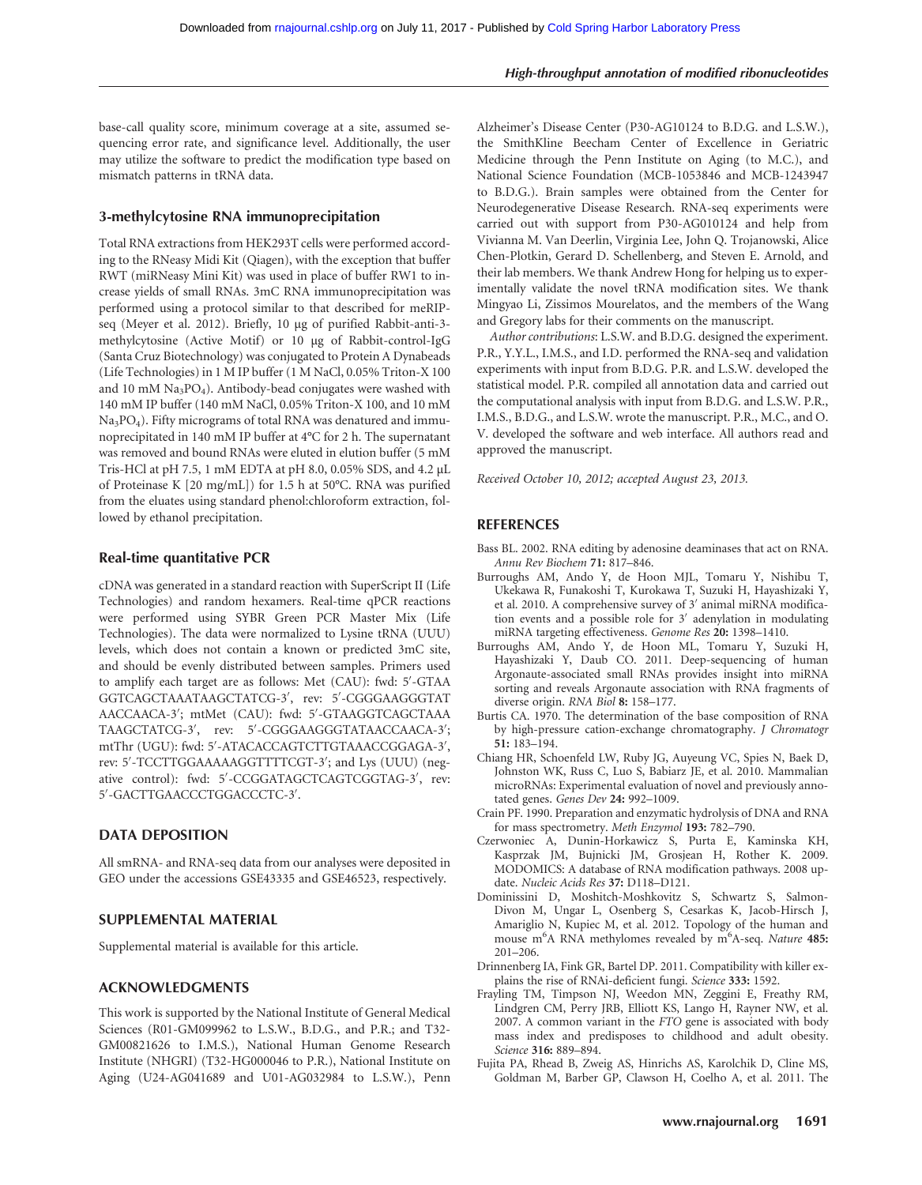base-call quality score, minimum coverage at a site, assumed sequencing error rate, and significance level. Additionally, the user may utilize the software to predict the modification type based on mismatch patterns in tRNA data.

### 3-methylcytosine RNA immunoprecipitation

Total RNA extractions from HEK293T cells were performed according to the RNeasy Midi Kit (Qiagen), with the exception that buffer RWT (miRNeasy Mini Kit) was used in place of buffer RW1 to increase yields of small RNAs. 3mC RNA immunoprecipitation was performed using a protocol similar to that described for meRIP-seq (Meyer et al. 2012). Briefly, 10 µg of purified Rabbit-anti-3-methylcytosine (Active Motif) or 10 µg of Rabbit-control-IgG (Santa Cruz Biotechnology) was conjugated to Protein A Dynabeads (Life Technologies) in 1 M IP buffer (1 M NaCl, 0.05% Triton-X 100 and 10 mM $Na_3PO_4$). Antibody-bead conjugates were washed with 140 mM IP buffer (140 mM NaCl, 0.05% Triton-X 100, and 10 mM $Na_3PO_4$). Fifty micrograms of total RNA was denatured and immunoprecipitated in 140 mM IP buffer at 4°C for 2 h. The supernatant was removed and bound RNAs were eluted in elution buffer (5 mM Tris-HCl at pH 7.5, 1 mM EDTA at pH 8.0, 0.05% SDS, and 4.2 µL of Proteinase K [20 mg/mL]) for 1.5 h at 50°C. RNA was purified from the eluates using standard phenol:chloroform extraction, followed by ethanol precipitation.

### Real-time quantitative PCR

cDNA was generated in a standard reaction with SuperScript II (Life Technologies) and random hexamers. Real-time qPCR reactions were performed using SYBR Green PCR Master Mix (Life Technologies). The data were normalized to Lysine tRNA (UUU) levels, which does not contain a known or predicted 3mC site, and should be evenly distributed between samples. Primers used to amplify each target are as follows: Met (CAU): fwd: 5′-GTAAGGTCAGCTAAATAAGCTATCG-3′, rev: 5′-CGGGAAGGGTATAACCAACA-3′; mtMet (CAU): fwd: 5′-GTAAGGTCAGCTAAATAAGCTATCG-3′, rev: 5′-CGGGAAGGGTATAACCAACA-3′; mtThr (UGU): fwd: 5′-ATACACCAGTCTTGTAAACCGGAGA-3′, rev: 5′-TCCTTGGAAAAAGGTTTTCGT-3′; and Lys (UUU) (negative control): fwd: 5′-CCGGATAGCTCAGTCGGTAG-3′, rev: 5′-GACTTGAACCCTGGACCCTC-3′.

## DATA DEPOSITION

All smRNA- and RNA-seq data from our analyses were deposited in GEO under the accessions GSE43335 and GSE46523, respectively.

## SUPPLEMENTAL MATERIAL

Supplemental material is available for this article.

## ACKNOWLEDGMENTS

This work is supported by the National Institute of General Medical Sciences (R01-GM099962 to L.S.W., B.D.G., and P.R.; and T32-GM00821626 to I.M.S.), National Human Genome Research Institute (NHGRI) (T32-HG000046 to P.R.), National Institute on Aging (U24-AG041689 and U01-AG032984 to L.S.W.), Penn Alzheimer's Disease Center (P30-AG10124 to B.D.G. and L.S.W.), the SmithKline Beecham Center of Excellence in Geriatric Medicine through the Penn Institute on Aging (to M.C.), and National Science Foundation (MCB-1053846 and MCB-1243947 to B.D.G.). Brain samples were obtained from the Center for Neurodegenerative Disease Research. RNA-seq experiments were carried out with support from P30-AG010124 and help from Vivianna M. Van Deerlin, Virginia Lee, John Q. Trojanowski, Alice Chen-Plotkin, Gerard D. Schellenberg, and Steven E. Arnold, and their lab members. We thank Andrew Hong for helping us to experimentally validate the novel tRNA modification sites. We thank Mingyao Li, Zissimos Mourelatos, and the members of the Wang and Gregory labs for their comments on the manuscript.

*Author contributions*: L.S.W. and B.D.G. designed the experiment. P.R., Y.Y.L., I.M.S., and I.D. performed the RNA-seq and validation experiments with input from B.D.G. P.R. and L.S.W. developed the statistical model. P.R. compiled all annotation data and carried out the computational analysis with input from B.D.G. and L.S.W. P.R., I.M.S., B.D.G., and L.S.W. wrote the manuscript. P.R., M.C., and O. V. developed the software and web interface. All authors read and approved the manuscript.

*Received October 10, 2012; accepted August 23, 2013.*

## REFERENCES

Bass BL. 2002. RNA editing by adenosine deaminases that act on RNA. *Annu Rev Biochem* **71:** 817–846.

Burroughs AM, Ando Y, de Hoon MJL, Tomaru Y, Nishibu T, Ukekawa R, Funakoshi T, Kurokawa T, Suzuki H, Hayashizaki Y, et al. 2010. A comprehensive survey of 3′ animal miRNA modification events and a possible role for 3′ adenylation in modulating miRNA targeting effectiveness. *Genome Res* **20:** 1398–1410.

Burroughs AM, Ando Y, de Hoon ML, Tomaru Y, Suzuki H, Hayashizaki Y, Daub CO. 2011. Deep-sequencing of human Argonaute-associated small RNAs provides insight into miRNA sorting and reveals Argonaute association with RNA fragments of diverse origin. *RNA Biol* **8:** 158–177.

Burtis CA. 1970. The determination of the base composition of RNA by high-pressure cation-exchange chromatography. *J Chromatogr* **51:** 183–194.

Chiang HR, Schoenfeld LW, Ruby JG, Auyeung VC, Spies N, Baek D, Johnston WK, Russ C, Luo S, Babiarz JE, et al. 2010. Mammalian microRNAs: Experimental evaluation of novel and previously annotated genes. *Genes Dev* **24:** 992–1009.

Crain PF. 1990. Preparation and enzymatic hydrolysis of DNA and RNA for mass spectrometry. *Meth Enzymol* **193:** 782–790.

Czerwoniec A, Dunin-Horkawicz S, Purta E, Kaminska KH, Kasprzak JM, Bujnicki JM, Grosjean H, Rother K. 2009. MODOMICS: A database of RNA modification pathways. 2008 update. *Nucleic Acids Res* **37:** D118–D121.

Dominissini D, Moshitch-Moshkovitz S, Schwartz S, Salmon-Divon M, Ungar L, Osenberg S, Cesarkas K, Jacob-Hirsch J, Amariglio N, Kupiec M, et al. 2012. Topology of the human and mouse $m^6A$ RNA methylomes revealed by $m^6A$-seq. *Nature* **485:** 201–206.

Drinnenberg IA, Fink GR, Bartel DP. 2011. Compatibility with killer explains the rise of RNAi-deficient fungi. *Science* **333:** 1592.

Frayling TM, Timpson NJ, Weedon MN, Zeggini E, Freathy RM, Lindgren CM, Perry JRB, Elliott KS, Lango H, Rayner NW, et al. 2007. A common variant in the *FTO* gene is associated with body mass index and predisposes to childhood and adult obesity. *Science* **316:** 889–894.

Fujita PA, Rhead B, Zweig AS, Hinrichs AS, Karolchik D, Cline MS, Goldman M, Barber GP, Clawson H, Coelho A, et al. 2011. The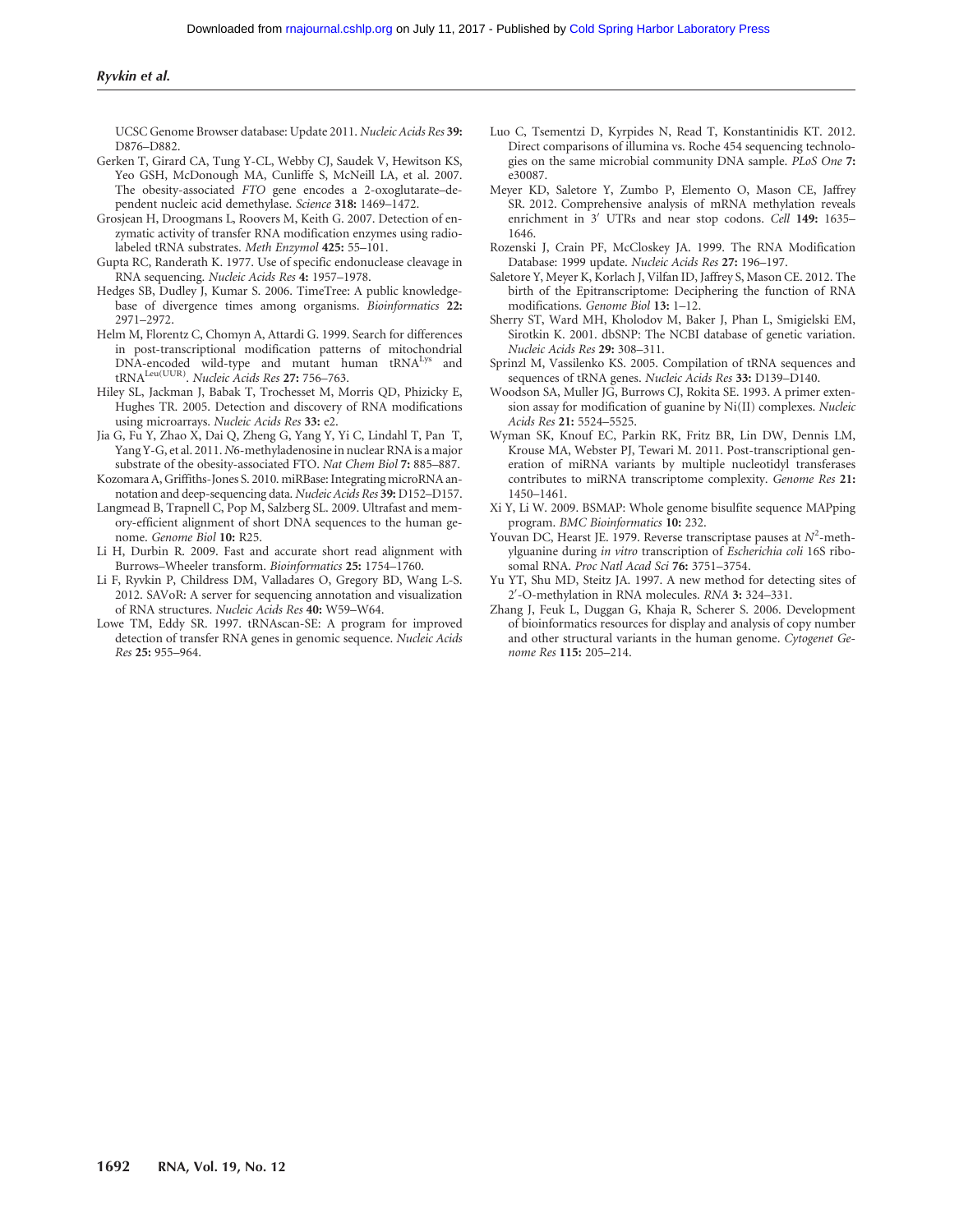UCSC Genome Browser database: Update 2011. *Nucleic Acids Res* **39:** D876–D882.

Gerken T, Girard CA, Tung Y-CL, Webby CJ, Saudek V, Hewitson KS, Yeo GSH, McDonough MA, Cunliffe S, McNeill LA, et al. 2007. The obesity-associated *FTO* gene encodes a 2-oxoglutarate–dependent nucleic acid demethylase. *Science* **318:** 1469–1472.

Grosjean H, Droogmans L, Roovers M, Keith G. 2007. Detection of enzymatic activity of transfer RNA modification enzymes using radiolabeled tRNA substrates. *Meth Enzymol* **425:** 55–101.

Gupta RC, Randerath K. 1977. Use of specific endonuclease cleavage in RNA sequencing. *Nucleic Acids Res* **4:** 1957–1978.

Hedges SB, Dudley J, Kumar S. 2006. TimeTree: A public knowledge-base of divergence times among organisms. *Bioinformatics* **22:** 2971–2972.

Helm M, Florentz C, Chomyn A, Attardi G. 1999. Search for differences in post-transcriptional modification patterns of mitochondrial DNA-encoded wild-type and mutant human $tRNA^{Lys}$ and $tRNA^{Leu(UUR)}$. *Nucleic Acids Res* **27:** 756–763.

Hiley SL, Jackman J, Babak T, Trochesset M, Morris QD, Phizicky E, Hughes TR. 2005. Detection and discovery of RNA modifications using microarrays. *Nucleic Acids Res* **33:** e2.

Jia G, Fu Y, Zhao X, Dai Q, Zheng G, Yang Y, Yi C, Lindahl T, Pan T, Yang Y-G, et al. 2011. *N*6-methyladenosine in nuclear RNA is a major substrate of the obesity-associated FTO. *Nat Chem Biol* **7:** 885–887.

Kozomara A, Griffiths-Jones S. 2010. miRBase: Integrating microRNA annotation and deep-sequencing data. *Nucleic Acids Res* **39:** D152–D157.

Langmead B, Trapnell C, Pop M, Salzberg SL. 2009. Ultrafast and memory-efficient alignment of short DNA sequences to the human genome. *Genome Biol* **10:** R25.

Li H, Durbin R. 2009. Fast and accurate short read alignment with Burrows–Wheeler transform. *Bioinformatics* **25:** 1754–1760.

Li F, Ryvkin P, Childress DM, Valladares O, Gregory BD, Wang L-S. 2012. SAVoR: A server for sequencing annotation and visualization of RNA structures. *Nucleic Acids Res* **40:** W59–W64.

Lowe TM, Eddy SR. 1997. tRNAscan-SE: A program for improved detection of transfer RNA genes in genomic sequence. *Nucleic Acids Res* **25:** 955–964.

Luo C, Tsementzi D, Kyrpides N, Read T, Konstantinidis KT. 2012. Direct comparisons of illumina vs. Roche 454 sequencing technologies on the same microbial community DNA sample. *PLoS One* **7:** e30087.

Meyer KD, Saletore Y, Zumbo P, Elemento O, Mason CE, Jaffrey SR. 2012. Comprehensive analysis of mRNA methylation reveals enrichment in 3′ UTRs and near stop codons. *Cell* **149:** 1635–1646.

Rozenski J, Crain PF, McCloskey JA. 1999. The RNA Modification Database: 1999 update. *Nucleic Acids Res* **27:** 196–197.

Saletore Y, Meyer K, Korlach J, Vilfan ID, Jaffrey S, Mason CE. 2012. The birth of the Epitranscriptome: Deciphering the function of RNA modifications. *Genome Biol* **13:** 1–12.

Sherry ST, Ward MH, Kholodov M, Baker J, Phan L, Smigielski EM, Sirotkin K. 2001. dbSNP: The NCBI database of genetic variation. *Nucleic Acids Res* **29:** 308–311.

Sprinzl M, Vassilenko KS. 2005. Compilation of tRNA sequences and sequences of tRNA genes. *Nucleic Acids Res* **33:** D139–D140.

Woodson SA, Muller JG, Burrows CJ, Rokita SE. 1993. A primer extension assay for modification of guanine by Ni(II) complexes. *Nucleic Acids Res* **21:** 5524–5525.

Wyman SK, Knouf EC, Parkin RK, Fritz BR, Lin DW, Dennis LM, Krouse MA, Webster PJ, Tewari M. 2011. Post-transcriptional generation of miRNA variants by multiple nucleotidyl transferases contributes to miRNA transcriptome complexity. *Genome Res* **21:** 1450–1461.

Xi Y, Li W. 2009. BSMAP: Whole genome bisulfite sequence MAPping program. *BMC Bioinformatics* **10:** 232.

Youvan DC, Hearst JE. 1979. Reverse transcriptase pauses at $N^2$-methylguanine during *in vitro* transcription of *Escherichia coli* 16S ribosomal RNA. *Proc Natl Acad Sci* **76:** 3751–3754.

Yu YT, Shu MD, Steitz JA. 1997. A new method for detecting sites of 2′-O-methylation in RNA molecules. *RNA* **3:** 324–331.

Zhang J, Feuk L, Duggan G, Khaja R, Scherer S. 2006. Development of bioinformatics resources for display and analysis of copy number and other structural variants in the human genome. *Cytogenet Genome Res* **115:** 205–214.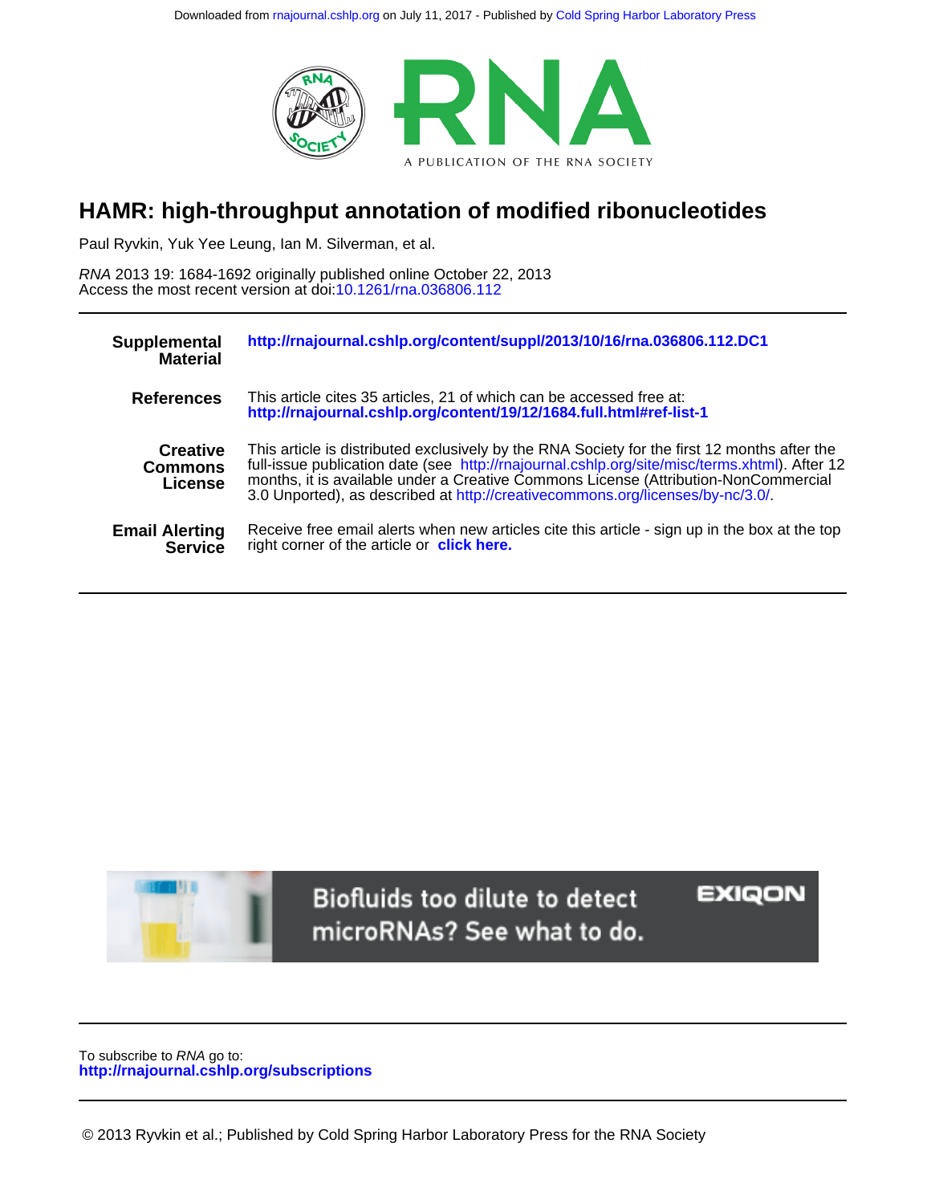Downloaded from rnajournal.cshlp.org on July 11, 2017 - Published by Cold Spring Harbor Laboratory Press

RNA

A PUBLICATION OF THE RNA SOCIETY

# HAMR: high-throughput annotation of modified ribonucleotides

Paul Ryvkin, Yuk Yee Leung, Ian M. Silverman, et al.

*RNA* 2013 19: 1684-1692 originally published online October 22, 2013
Access the most recent version at doi:10.1261/rna.036806.112

| | |
|---|---|
| **Supplemental Material** | **http://rnajournal.cshlp.org/content/suppl/2013/10/16/rna.036806.112.DC1** |
| **References** | This article cites 35 articles, 21 of which can be accessed free at: **http://rnajournal.cshlp.org/content/19/12/1684.full.html#ref-list-1** |
| **Creative Commons License** | This article is distributed exclusively by the RNA Society for the first 12 months after the full-issue publication date (see http://rnajournal.cshlp.org/site/misc/terms.xhtml). After 12 months, it is available under a Creative Commons License (Attribution-NonCommercial 3.0 Unported), as described at http://creativecommons.org/licenses/by-nc/3.0/. |
| **Email Alerting Service** | Receive free email alerts when new articles cite this article - sign up in the box at the top right corner of the article or **click here.** |

Biofluids too dilute to detect microRNAs? See what to do.

EXIQON

To subscribe to *RNA* go to:
**http://rnajournal.cshlp.org/subscriptions**

© 2013 Ryvkin et al.; Published by Cold Spring Harbor Laboratory Press for the RNA Society